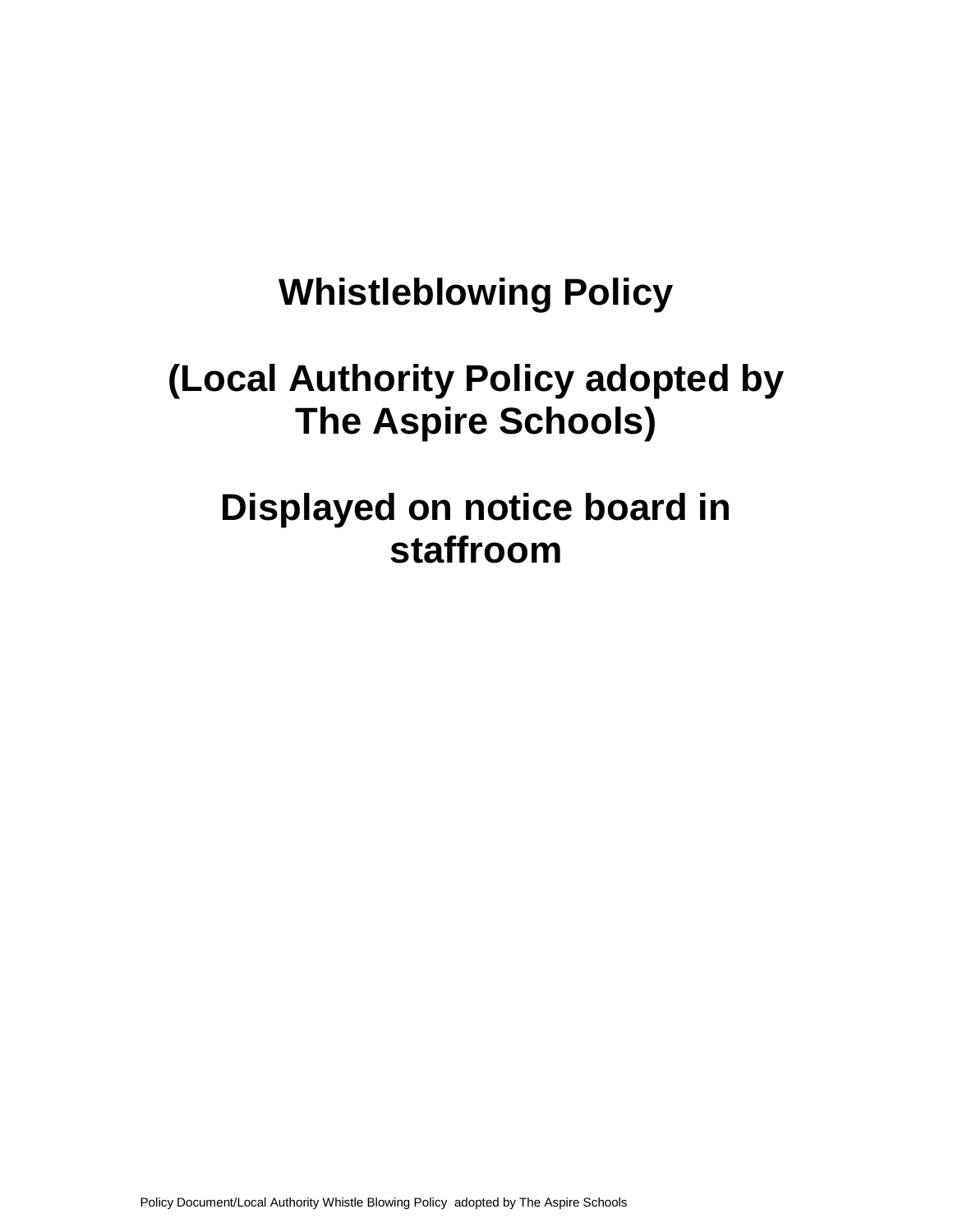# Whistleblowing Policy

## (Local Authority Policy adopted by The Aspire Schools)

## Displayed on notice board in staffroom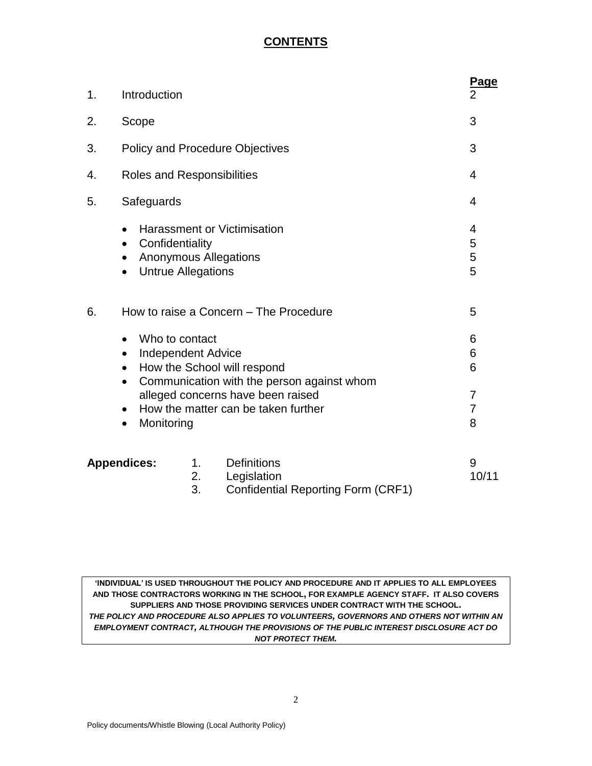# CONTENTS

| | | Page |
|---|---|---|
| 1. | Introduction | 2 |
| 2. | Scope | 3 |
| 3. | Policy and Procedure Objectives | 3 |
| 4. | Roles and Responsibilities | 4 |
| 5. | Safeguards | 4 |
| | • Harassment or Victimisation | 4 |
| | • Confidentiality | 5 |
| | • Anonymous Allegations | 5 |
| | • Untrue Allegations | 5 |
| 6. | How to raise a Concern – The Procedure | 5 |
| | • Who to contact | 6 |
| | • Independent Advice | 6 |
| | • How the School will respond | 6 |
| | • Communication with the person against whom alleged concerns have been raised | 7 |
| | • How the matter can be taken further | 7 |
| | • Monitoring | 8 |

| **Appendices:** | | | |
|---|---|---|---|
| | 1. | Definitions | 9 |
| | 2. | Legislation | 10/11 |
| | 3. | Confidential Reporting Form (CRF1) | |

**'INDIVIDUAL' IS USED THROUGHOUT THE POLICY AND PROCEDURE AND IT APPLIES TO ALL EMPLOYEES AND THOSE CONTRACTORS WORKING IN THE SCHOOL, FOR EXAMPLE AGENCY STAFF. IT ALSO COVERS SUPPLIERS AND THOSE PROVIDING SERVICES UNDER CONTRACT WITH THE SCHOOL.**
***THE POLICY AND PROCEDURE ALSO APPLIES TO VOLUNTEERS, GOVERNORS AND OTHERS NOT WITHIN AN EMPLOYMENT CONTRACT, ALTHOUGH THE PROVISIONS OF THE PUBLIC INTEREST DISCLOSURE ACT DO NOT PROTECT THEM.***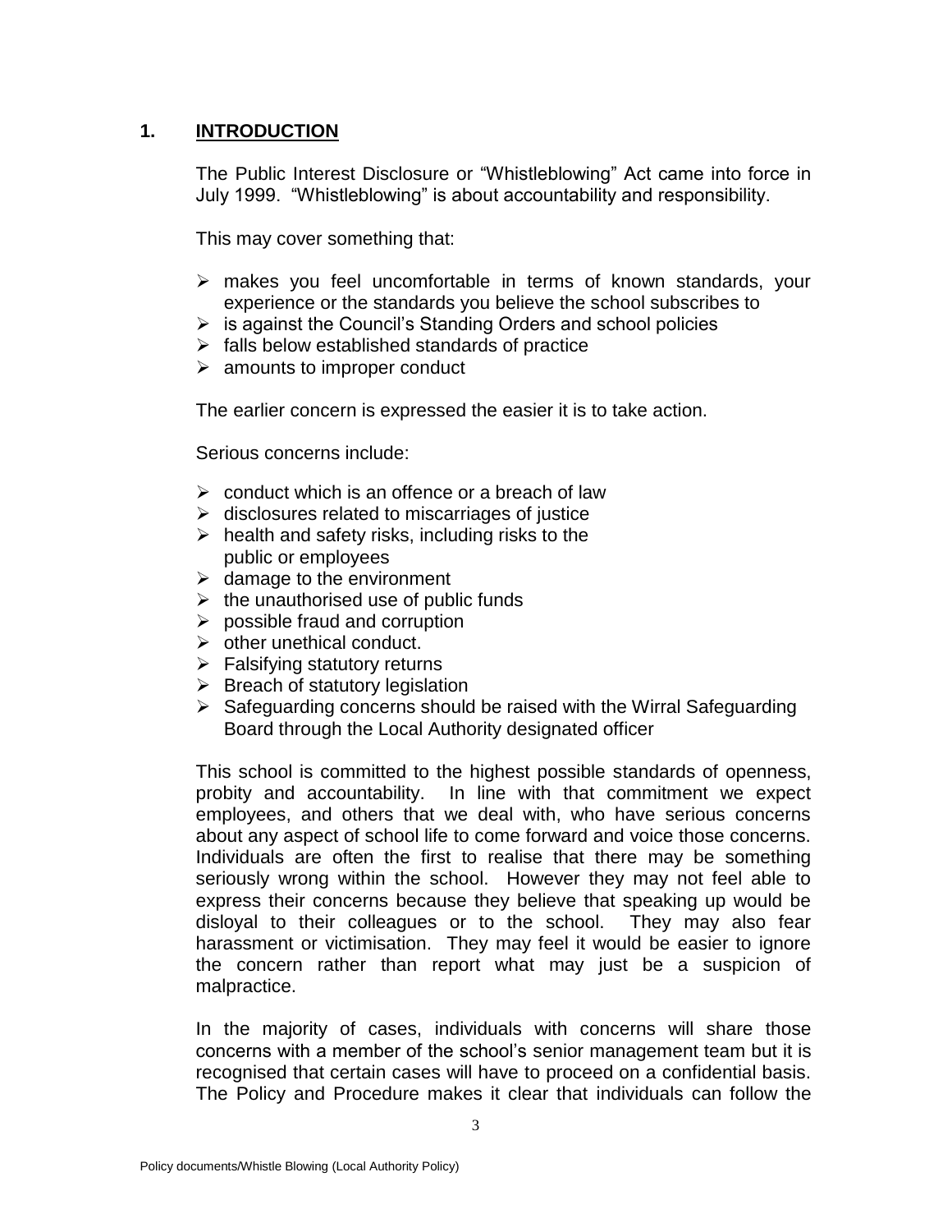## 1. INTRODUCTION

The Public Interest Disclosure or "Whistleblowing" Act came into force in July 1999. "Whistleblowing" is about accountability and responsibility.

This may cover something that:

- makes you feel uncomfortable in terms of known standards, your experience or the standards you believe the school subscribes to
- is against the Council's Standing Orders and school policies
- falls below established standards of practice
- amounts to improper conduct

The earlier concern is expressed the easier it is to take action.

Serious concerns include:

- conduct which is an offence or a breach of law
- disclosures related to miscarriages of justice
- health and safety risks, including risks to the public or employees
- damage to the environment
- the unauthorised use of public funds
- possible fraud and corruption
- other unethical conduct.
- Falsifying statutory returns
- Breach of statutory legislation
- Safeguarding concerns should be raised with the Wirral Safeguarding Board through the Local Authority designated officer

This school is committed to the highest possible standards of openness, probity and accountability. In line with that commitment we expect employees, and others that we deal with, who have serious concerns about any aspect of school life to come forward and voice those concerns. Individuals are often the first to realise that there may be something seriously wrong within the school. However they may not feel able to express their concerns because they believe that speaking up would be disloyal to their colleagues or to the school. They may also fear harassment or victimisation. They may feel it would be easier to ignore the concern rather than report what may just be a suspicion of malpractice.

In the majority of cases, individuals with concerns will share those concerns with a member of the school's senior management team but it is recognised that certain cases will have to proceed on a confidential basis. The Policy and Procedure makes it clear that individuals can follow the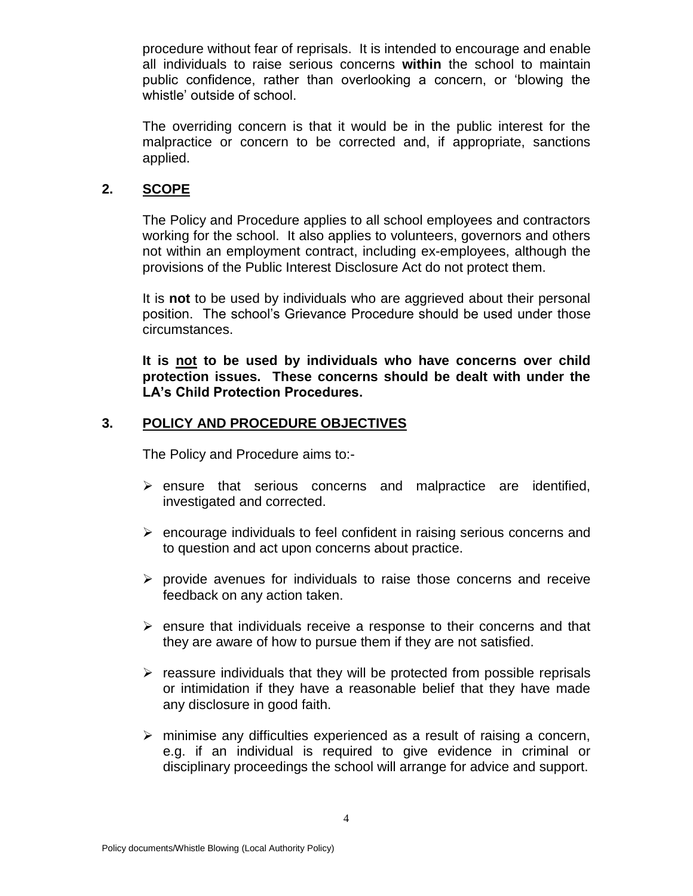procedure without fear of reprisals. It is intended to encourage and enable all individuals to raise serious concerns **within** the school to maintain public confidence, rather than overlooking a concern, or 'blowing the whistle' outside of school.

The overriding concern is that it would be in the public interest for the malpractice or concern to be corrected and, if appropriate, sanctions applied.

## 2. SCOPE

The Policy and Procedure applies to all school employees and contractors working for the school. It also applies to volunteers, governors and others not within an employment contract, including ex-employees, although the provisions of the Public Interest Disclosure Act do not protect them.

It is **not** to be used by individuals who are aggrieved about their personal position. The school's Grievance Procedure should be used under those circumstances.

**It is not to be used by individuals who have concerns over child protection issues. These concerns should be dealt with under the LA's Child Protection Procedures.**

## 3. POLICY AND PROCEDURE OBJECTIVES

The Policy and Procedure aims to:-

- ensure that serious concerns and malpractice are identified, investigated and corrected.
- encourage individuals to feel confident in raising serious concerns and to question and act upon concerns about practice.
- provide avenues for individuals to raise those concerns and receive feedback on any action taken.
- ensure that individuals receive a response to their concerns and that they are aware of how to pursue them if they are not satisfied.
- reassure individuals that they will be protected from possible reprisals or intimidation if they have a reasonable belief that they have made any disclosure in good faith.
- minimise any difficulties experienced as a result of raising a concern, e.g. if an individual is required to give evidence in criminal or disciplinary proceedings the school will arrange for advice and support.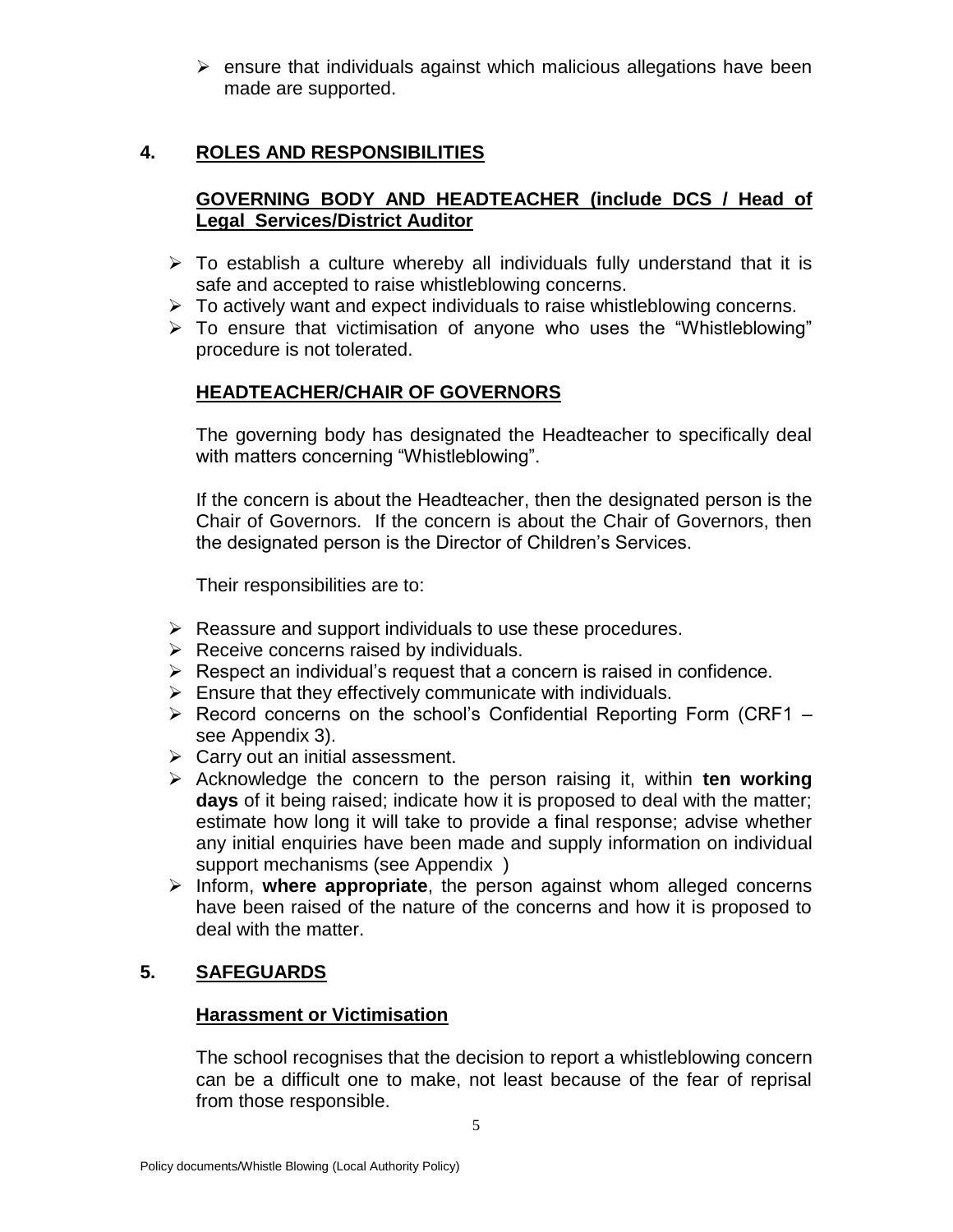- ensure that individuals against which malicious allegations have been made are supported.

## 4. ROLES AND RESPONSIBILITIES

### GOVERNING BODY AND HEADTEACHER (include DCS / Head of Legal Services/District Auditor

- To establish a culture whereby all individuals fully understand that it is safe and accepted to raise whistleblowing concerns.
- To actively want and expect individuals to raise whistleblowing concerns.
- To ensure that victimisation of anyone who uses the "Whistleblowing" procedure is not tolerated.

### HEADTEACHER/CHAIR OF GOVERNORS

The governing body has designated the Headteacher to specifically deal with matters concerning "Whistleblowing".

If the concern is about the Headteacher, then the designated person is the Chair of Governors. If the concern is about the Chair of Governors, then the designated person is the Director of Children's Services.

Their responsibilities are to:

- Reassure and support individuals to use these procedures.
- Receive concerns raised by individuals.
- Respect an individual's request that a concern is raised in confidence.
- Ensure that they effectively communicate with individuals.
- Record concerns on the school's Confidential Reporting Form (CRF1 – see Appendix 3).
- Carry out an initial assessment.
- Acknowledge the concern to the person raising it, within **ten working days** of it being raised; indicate how it is proposed to deal with the matter; estimate how long it will take to provide a final response; advise whether any initial enquiries have been made and supply information on individual support mechanisms (see Appendix )
- Inform, **where appropriate**, the person against whom alleged concerns have been raised of the nature of the concerns and how it is proposed to deal with the matter.

## 5. SAFEGUARDS

### Harassment or Victimisation

The school recognises that the decision to report a whistleblowing concern can be a difficult one to make, not least because of the fear of reprisal from those responsible.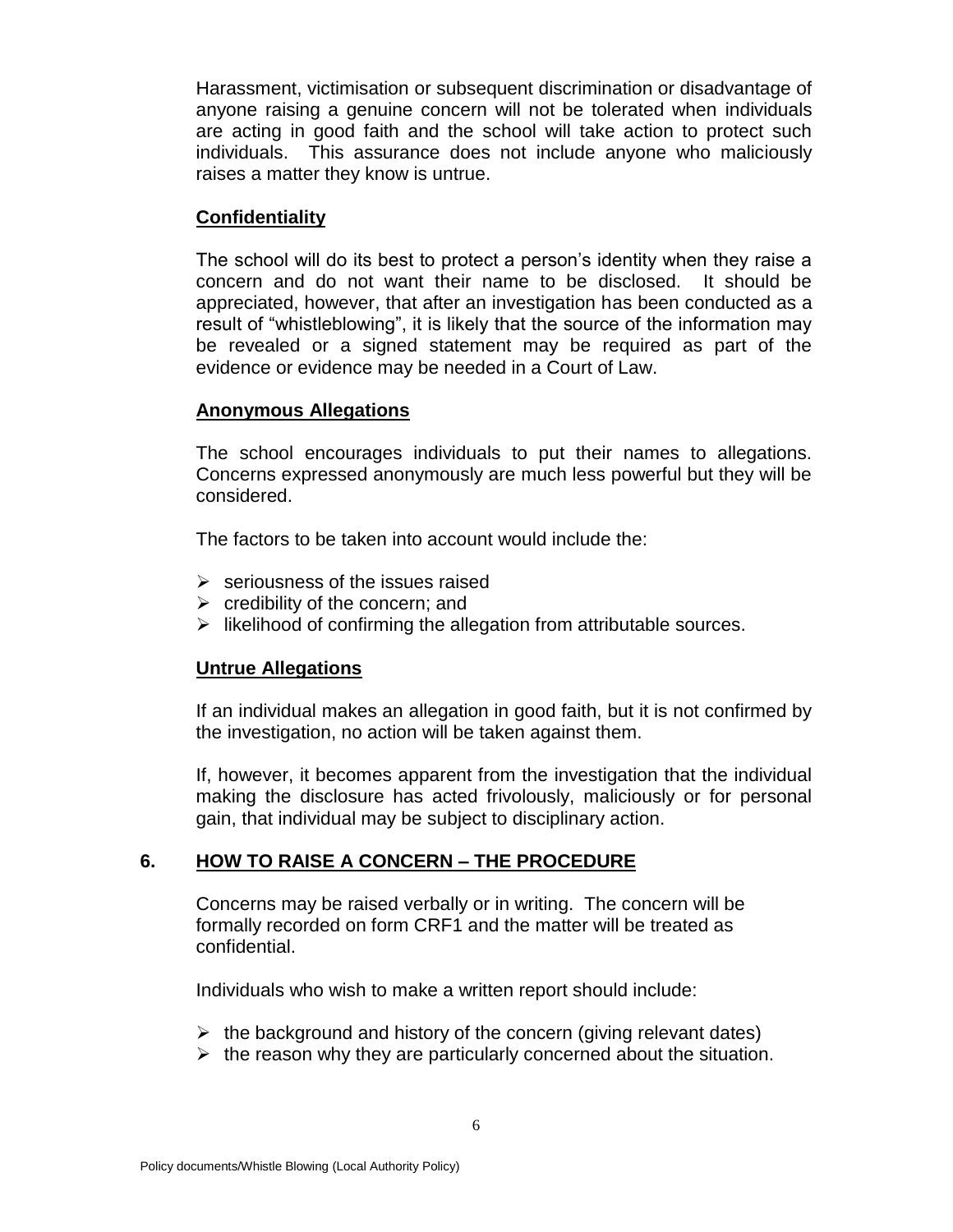Harassment, victimisation or subsequent discrimination or disadvantage of anyone raising a genuine concern will not be tolerated when individuals are acting in good faith and the school will take action to protect such individuals. This assurance does not include anyone who maliciously raises a matter they know is untrue.

**Confidentiality**

The school will do its best to protect a person's identity when they raise a concern and do not want their name to be disclosed. It should be appreciated, however, that after an investigation has been conducted as a result of "whistleblowing", it is likely that the source of the information may be revealed or a signed statement may be required as part of the evidence or evidence may be needed in a Court of Law.

**Anonymous Allegations**

The school encourages individuals to put their names to allegations. Concerns expressed anonymously are much less powerful but they will be considered.

The factors to be taken into account would include the:

- seriousness of the issues raised
- credibility of the concern; and
- likelihood of confirming the allegation from attributable sources.

**Untrue Allegations**

If an individual makes an allegation in good faith, but it is not confirmed by the investigation, no action will be taken against them.

If, however, it becomes apparent from the investigation that the individual making the disclosure has acted frivolously, maliciously or for personal gain, that individual may be subject to disciplinary action.

## 6. HOW TO RAISE A CONCERN – THE PROCEDURE

Concerns may be raised verbally or in writing. The concern will be formally recorded on form CRF1 and the matter will be treated as confidential.

Individuals who wish to make a written report should include:

- the background and history of the concern (giving relevant dates)
- the reason why they are particularly concerned about the situation.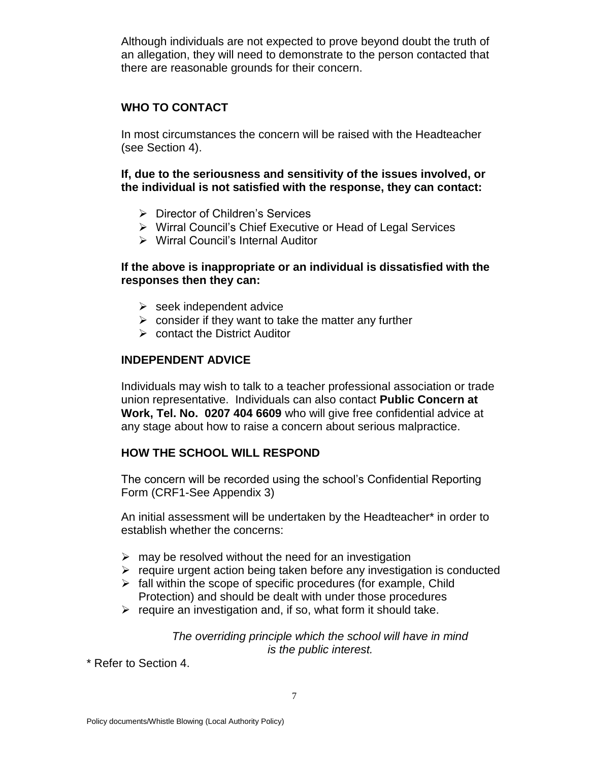Although individuals are not expected to prove beyond doubt the truth of an allegation, they will need to demonstrate to the person contacted that there are reasonable grounds for their concern.

## WHO TO CONTACT

In most circumstances the concern will be raised with the Headteacher (see Section 4).

**If, due to the seriousness and sensitivity of the issues involved, or the individual is not satisfied with the response, they can contact:**

- Director of Children's Services
- Wirral Council's Chief Executive or Head of Legal Services
- Wirral Council's Internal Auditor

**If the above is inappropriate or an individual is dissatisfied with the responses then they can:**

- seek independent advice
- consider if they want to take the matter any further
- contact the District Auditor

## INDEPENDENT ADVICE

Individuals may wish to talk to a teacher professional association or trade union representative. Individuals can also contact **Public Concern at Work, Tel. No. 0207 404 6609** who will give free confidential advice at any stage about how to raise a concern about serious malpractice.

## HOW THE SCHOOL WILL RESPOND

The concern will be recorded using the school's Confidential Reporting Form (CRF1-See Appendix 3)

An initial assessment will be undertaken by the Headteacher* in order to establish whether the concerns:

- may be resolved without the need for an investigation
- require urgent action being taken before any investigation is conducted
- fall within the scope of specific procedures (for example, Child Protection) and should be dealt with under those procedures
- require an investigation and, if so, what form it should take.

*The overriding principle which the school will have in mind is the public interest.*

* Refer to Section 4.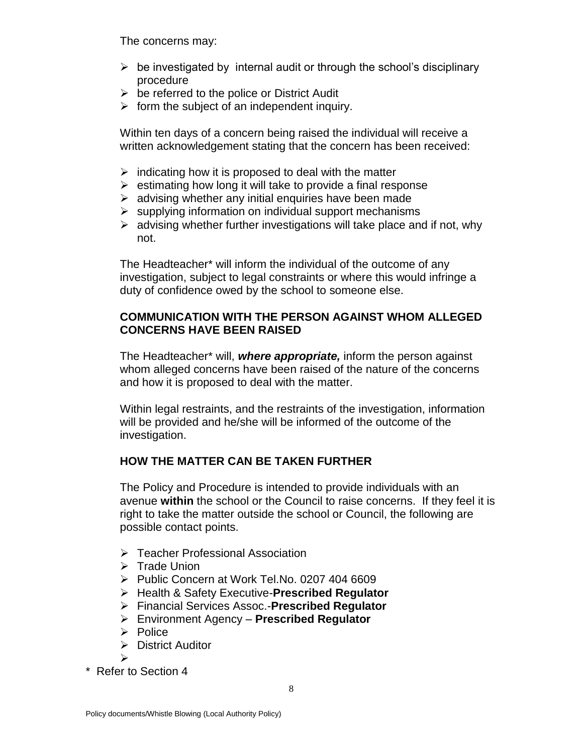The concerns may:

- be investigated by internal audit or through the school's disciplinary procedure
- be referred to the police or District Audit
- form the subject of an independent inquiry.

Within ten days of a concern being raised the individual will receive a written acknowledgement stating that the concern has been received:

- indicating how it is proposed to deal with the matter
- estimating how long it will take to provide a final response
- advising whether any initial enquiries have been made
- supplying information on individual support mechanisms
- advising whether further investigations will take place and if not, why not.

The Headteacher* will inform the individual of the outcome of any investigation, subject to legal constraints or where this would infringe a duty of confidence owed by the school to someone else.

**COMMUNICATION WITH THE PERSON AGAINST WHOM ALLEGED CONCERNS HAVE BEEN RAISED**

The Headteacher* will, ***where appropriate,*** inform the person against whom alleged concerns have been raised of the nature of the concerns and how it is proposed to deal with the matter.

Within legal restraints, and the restraints of the investigation, information will be provided and he/she will be informed of the outcome of the investigation.

**HOW THE MATTER CAN BE TAKEN FURTHER**

The Policy and Procedure is intended to provide individuals with an avenue **within** the school or the Council to raise concerns. If they feel it is right to take the matter outside the school or Council, the following are possible contact points.

- Teacher Professional Association
- Trade Union
- Public Concern at Work Tel.No. 0207 404 6609
- Health & Safety Executive-**Prescribed Regulator**
- Financial Services Assoc.-**Prescribed Regulator**
- Environment Agency – **Prescribed Regulator**
- Police
- District Auditor
-

\* Refer to Section 4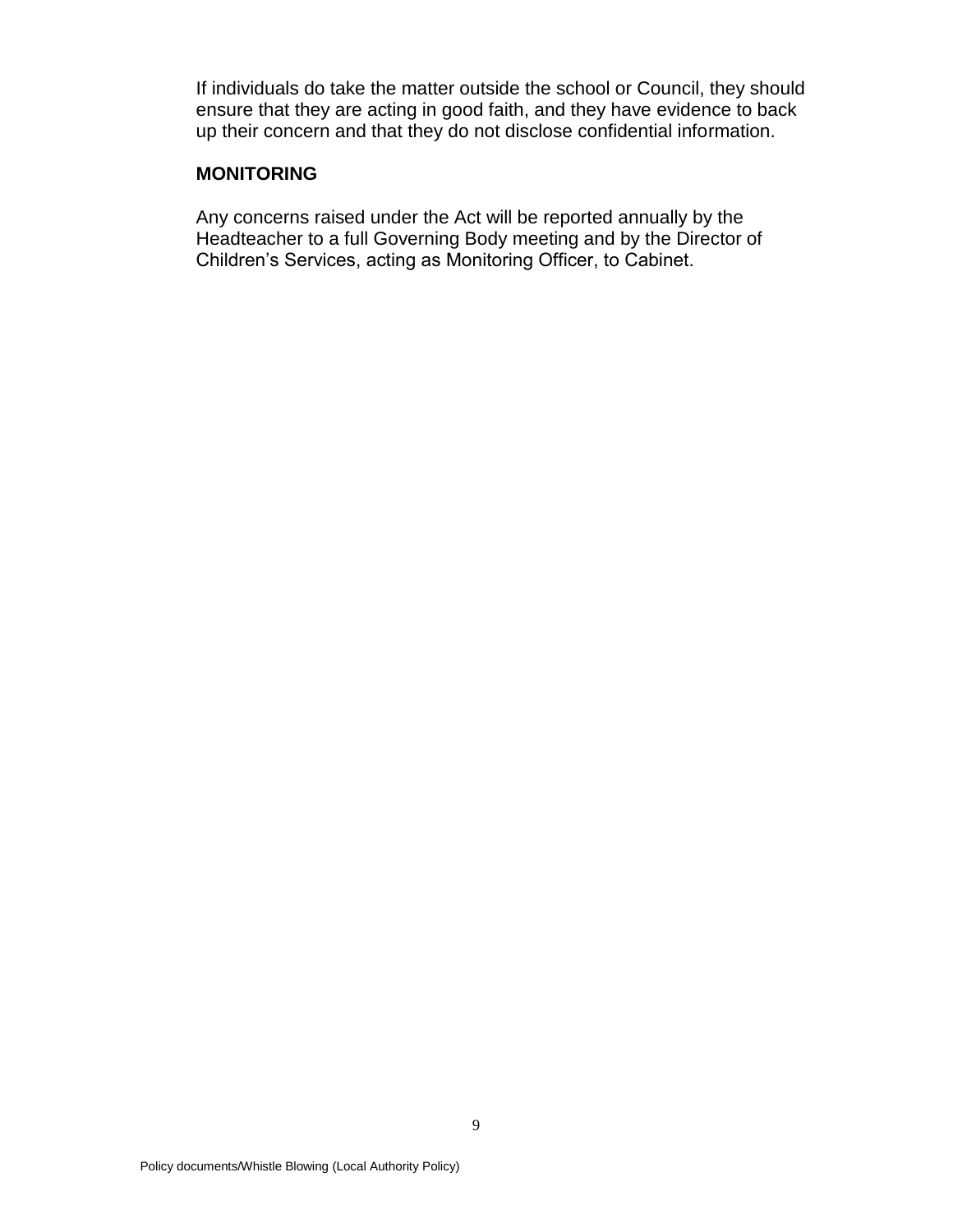If individuals do take the matter outside the school or Council, they should ensure that they are acting in good faith, and they have evidence to back up their concern and that they do not disclose confidential information.

## MONITORING

Any concerns raised under the Act will be reported annually by the Headteacher to a full Governing Body meeting and by the Director of Children's Services, acting as Monitoring Officer, to Cabinet.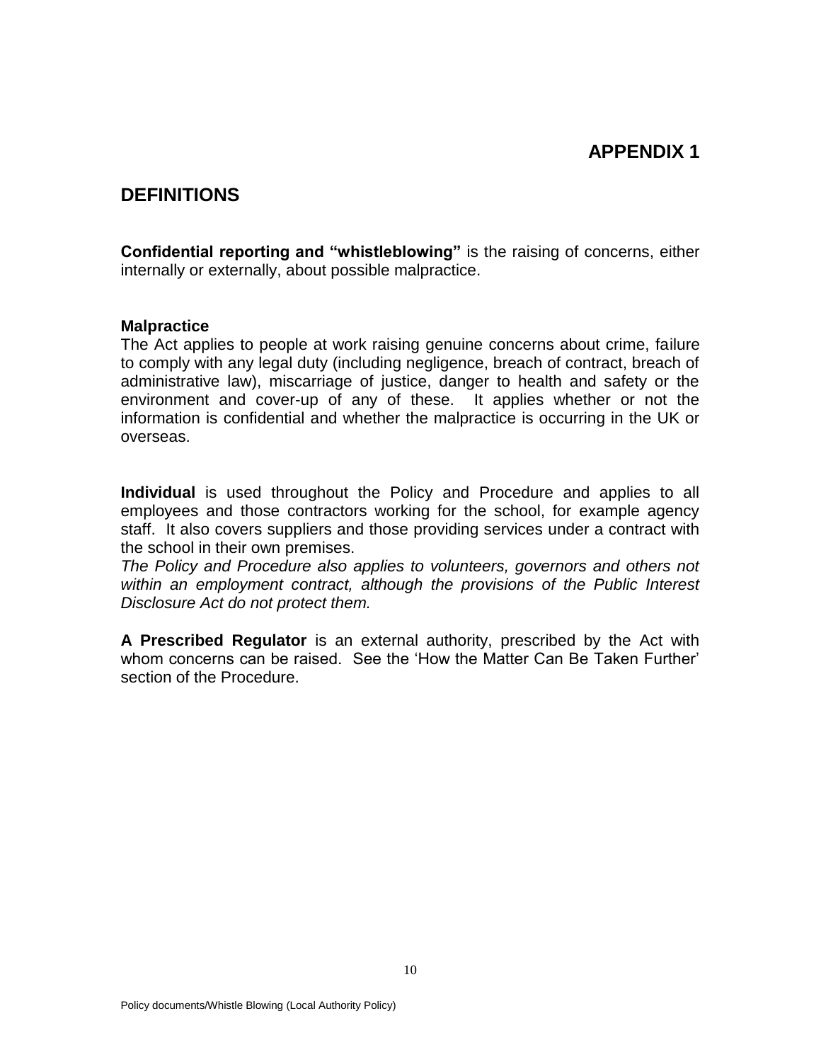# APPENDIX 1

## DEFINITIONS

**Confidential reporting and "whistleblowing"** is the raising of concerns, either internally or externally, about possible malpractice.

**Malpractice**
The Act applies to people at work raising genuine concerns about crime, failure to comply with any legal duty (including negligence, breach of contract, breach of administrative law), miscarriage of justice, danger to health and safety or the environment and cover-up of any of these. It applies whether or not the information is confidential and whether the malpractice is occurring in the UK or overseas.

**Individual** is used throughout the Policy and Procedure and applies to all employees and those contractors working for the school, for example agency staff. It also covers suppliers and those providing services under a contract with the school in their own premises.
*The Policy and Procedure also applies to volunteers, governors and others not within an employment contract, although the provisions of the Public Interest Disclosure Act do not protect them.*

**A Prescribed Regulator** is an external authority, prescribed by the Act with whom concerns can be raised. See the 'How the Matter Can Be Taken Further' section of the Procedure.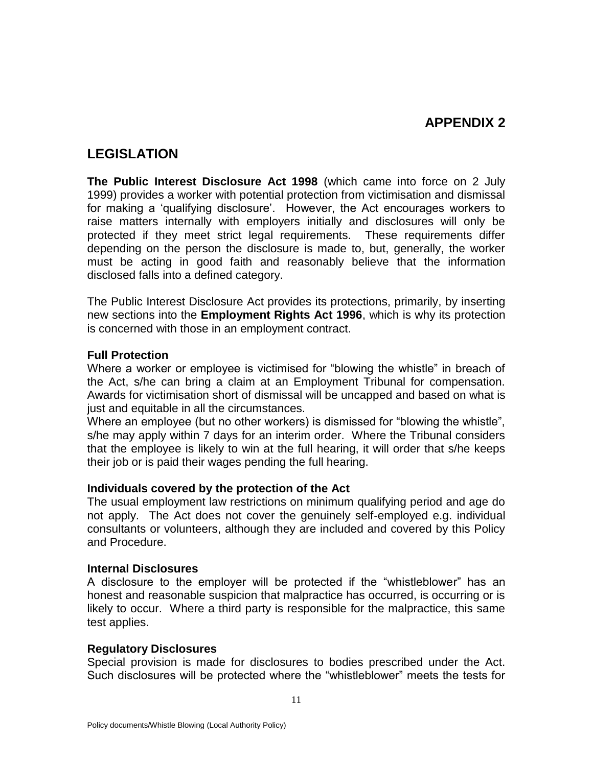# APPENDIX 2

## LEGISLATION

**The Public Interest Disclosure Act 1998** (which came into force on 2 July 1999) provides a worker with potential protection from victimisation and dismissal for making a 'qualifying disclosure'. However, the Act encourages workers to raise matters internally with employers initially and disclosures will only be protected if they meet strict legal requirements. These requirements differ depending on the person the disclosure is made to, but, generally, the worker must be acting in good faith and reasonably believe that the information disclosed falls into a defined category.

The Public Interest Disclosure Act provides its protections, primarily, by inserting new sections into the **Employment Rights Act 1996**, which is why its protection is concerned with those in an employment contract.

### Full Protection

Where a worker or employee is victimised for "blowing the whistle" in breach of the Act, s/he can bring a claim at an Employment Tribunal for compensation. Awards for victimisation short of dismissal will be uncapped and based on what is just and equitable in all the circumstances.

Where an employee (but no other workers) is dismissed for "blowing the whistle", s/he may apply within 7 days for an interim order. Where the Tribunal considers that the employee is likely to win at the full hearing, it will order that s/he keeps their job or is paid their wages pending the full hearing.

### Individuals covered by the protection of the Act

The usual employment law restrictions on minimum qualifying period and age do not apply. The Act does not cover the genuinely self-employed e.g. individual consultants or volunteers, although they are included and covered by this Policy and Procedure.

### Internal Disclosures

A disclosure to the employer will be protected if the "whistleblower" has an honest and reasonable suspicion that malpractice has occurred, is occurring or is likely to occur. Where a third party is responsible for the malpractice, this same test applies.

### Regulatory Disclosures

Special provision is made for disclosures to bodies prescribed under the Act. Such disclosures will be protected where the "whistleblower" meets the tests for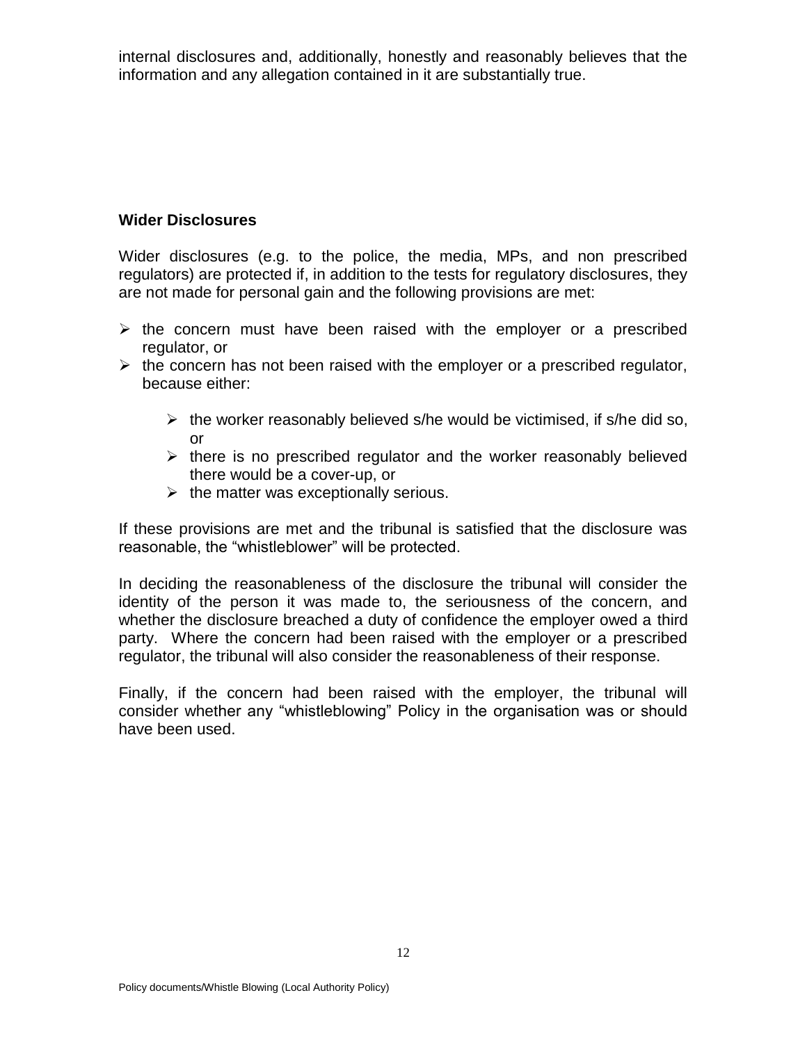internal disclosures and, additionally, honestly and reasonably believes that the information and any allegation contained in it are substantially true.

**Wider Disclosures**

Wider disclosures (e.g. to the police, the media, MPs, and non prescribed regulators) are protected if, in addition to the tests for regulatory disclosures, they are not made for personal gain and the following provisions are met:

- the concern must have been raised with the employer or a prescribed regulator, or
- the concern has not been raised with the employer or a prescribed regulator, because either:
  - the worker reasonably believed s/he would be victimised, if s/he did so, or
  - there is no prescribed regulator and the worker reasonably believed there would be a cover-up, or
  - the matter was exceptionally serious.

If these provisions are met and the tribunal is satisfied that the disclosure was reasonable, the "whistleblower" will be protected.

In deciding the reasonableness of the disclosure the tribunal will consider the identity of the person it was made to, the seriousness of the concern, and whether the disclosure breached a duty of confidence the employer owed a third party. Where the concern had been raised with the employer or a prescribed regulator, the tribunal will also consider the reasonableness of their response.

Finally, if the concern had been raised with the employer, the tribunal will consider whether any "whistleblowing" Policy in the organisation was or should have been used.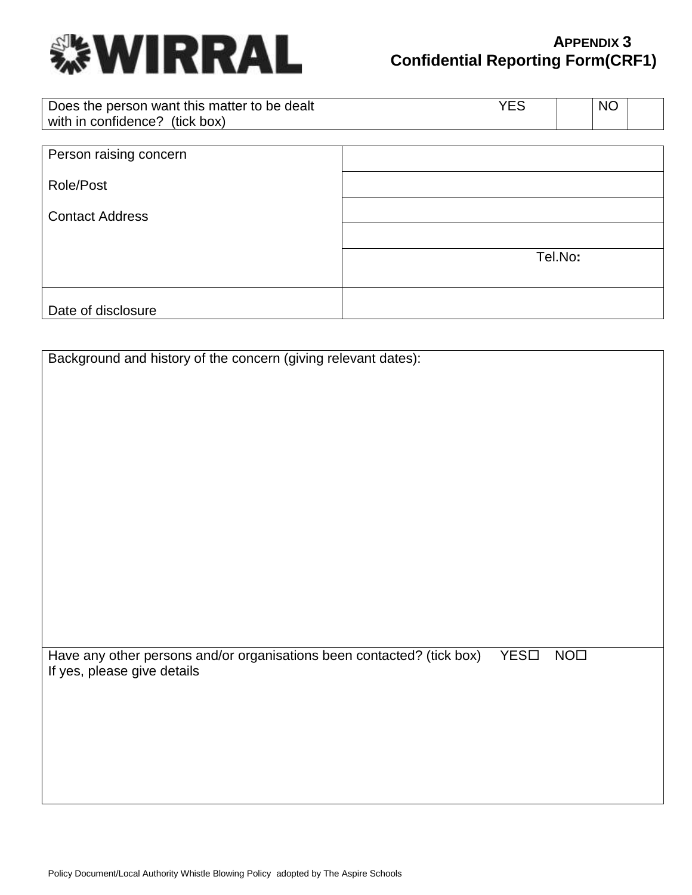**WIRRAL**

**APPENDIX 3**
**Confidential Reporting Form(CRF1)**

| Does the person want this matter to be dealt with in confidence? (tick box) | YES | | NO | |
|---|---|---|---|---|

| | |
|---|---|
| Person raising concern | |
| Role/Post | |
| Contact Address | |
| | |
| | Tel.No**:** |
| Date of disclosure | |

| |
|---|
| Background and history of the concern (giving relevant dates): |
| Have any other persons and/or organisations been contacted? (tick box) YES☐ NO☐<br>If yes, please give details |

Policy Document/Local Authority Whistle Blowing Policy adopted by The Aspire Schools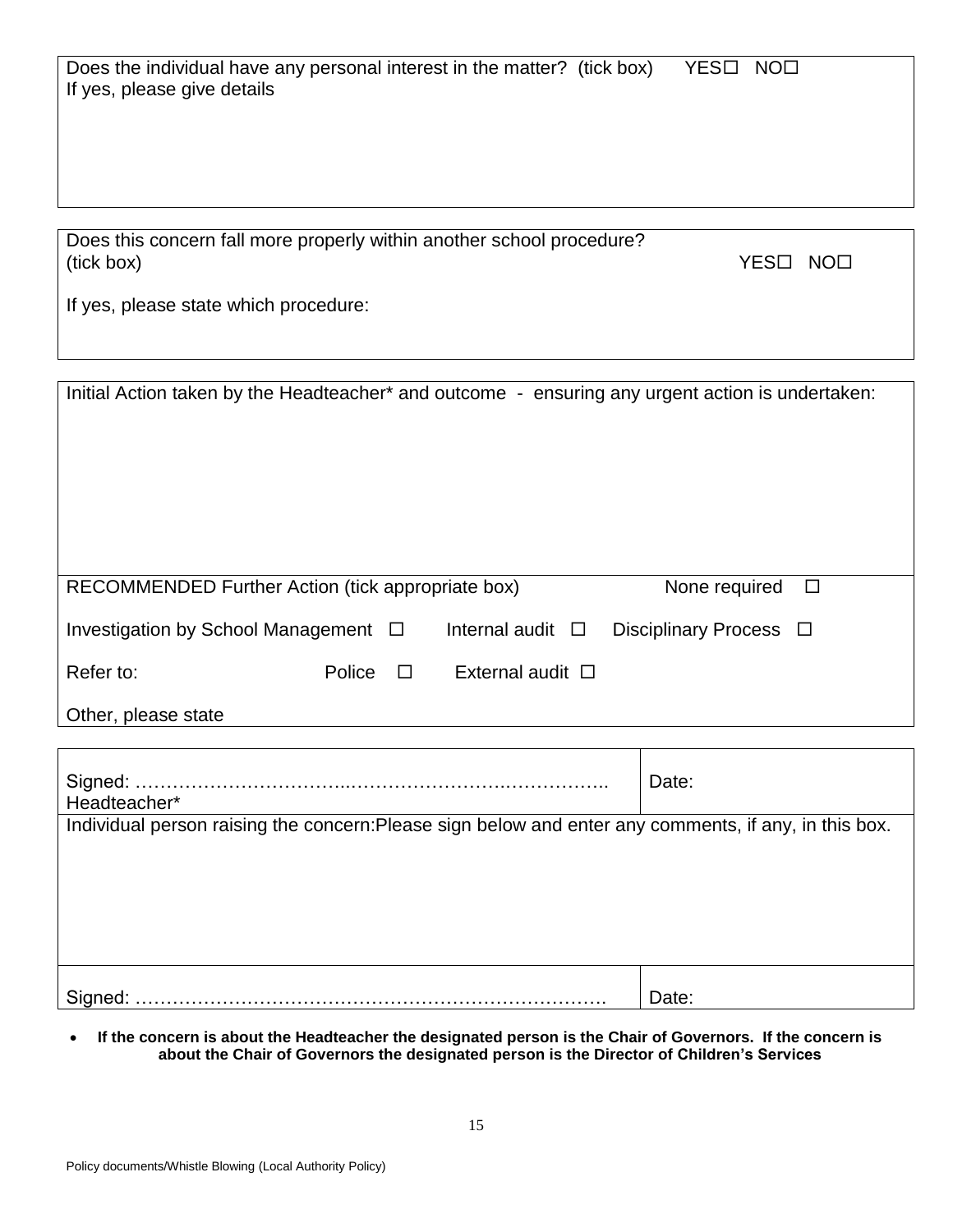| |
|---|
| Does the individual have any personal interest in the matter? (tick box) YES☐ NO☐<br>If yes, please give details |

| |
|---|
| Does this concern fall more properly within another school procedure?<br>(tick box) YES☐ NO☐<br><br>If yes, please state which procedure: |

| |
|---|
| Initial Action taken by the Headteacher* and outcome - ensuring any urgent action is undertaken: |
| RECOMMENDED Further Action (tick appropriate box) None required ☐<br><br>Investigation by School Management ☐ Internal audit ☐ Disciplinary Process ☐<br><br>Refer to: Police ☐ External audit ☐<br><br>Other, please state |

| | |
|---|---|
| Signed: ………………………………………………………………………..<br>Headteacher* | Date: |
| Individual person raising the concern:Please sign below and enter any comments, if any, in this box. | |
| Signed: ………………………………………………………………… | Date: |

- **If the concern is about the Headteacher the designated person is the Chair of Governors. If the concern is about the Chair of Governors the designated person is the Director of Children's Services**

Policy documents/Whistle Blowing (Local Authority Policy)